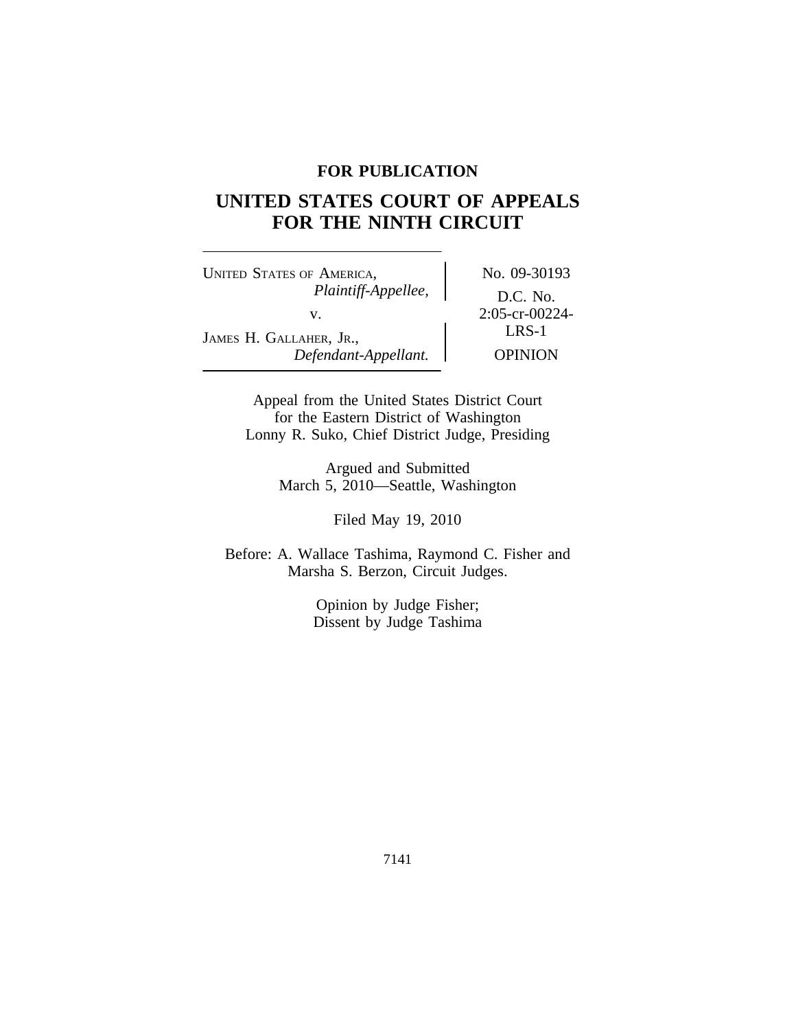**FOR PUBLICATION**

# UNITED STATES COURT OF APPEALS FOR THE NINTH CIRCUIT

| | |
|---|---|
| UNITED STATES OF AMERICA, *Plaintiff-Appellee,* v. JAMES H. GALLAHER, JR., *Defendant-Appellant.* | No. 09-30193 D.C. No. 2:05-cr-00224-LRS-1 OPINION |

Appeal from the United States District Court for the Eastern District of Washington
Lonny R. Suko, Chief District Judge, Presiding

Argued and Submitted
March 5, 2010—Seattle, Washington

Filed May 19, 2010

Before: A. Wallace Tashima, Raymond C. Fisher and Marsha S. Berzon, Circuit Judges.

Opinion by Judge Fisher;
Dissent by Judge Tashima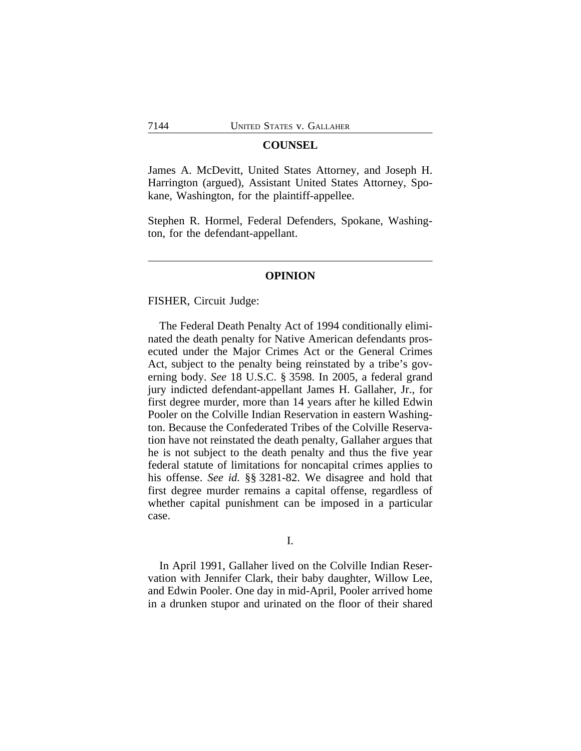## COUNSEL

James A. McDevitt, United States Attorney, and Joseph H. Harrington (argued), Assistant United States Attorney, Spokane, Washington, for the plaintiff-appellee.

Stephen R. Hormel, Federal Defenders, Spokane, Washington, for the defendant-appellant.

---

## OPINION

FISHER, Circuit Judge:

The Federal Death Penalty Act of 1994 conditionally eliminated the death penalty for Native American defendants prosecuted under the Major Crimes Act or the General Crimes Act, subject to the penalty being reinstated by a tribe's governing body. *See* 18 U.S.C. § 3598. In 2005, a federal grand jury indicted defendant-appellant James H. Gallaher, Jr., for first degree murder, more than 14 years after he killed Edwin Pooler on the Colville Indian Reservation in eastern Washington. Because the Confederated Tribes of the Colville Reservation have not reinstated the death penalty, Gallaher argues that he is not subject to the death penalty and thus the five year federal statute of limitations for noncapital crimes applies to his offense. *See id.* §§ 3281-82. We disagree and hold that first degree murder remains a capital offense, regardless of whether capital punishment can be imposed in a particular case.

I.

In April 1991, Gallaher lived on the Colville Indian Reservation with Jennifer Clark, their baby daughter, Willow Lee, and Edwin Pooler. One day in mid-April, Pooler arrived home in a drunken stupor and urinated on the floor of their shared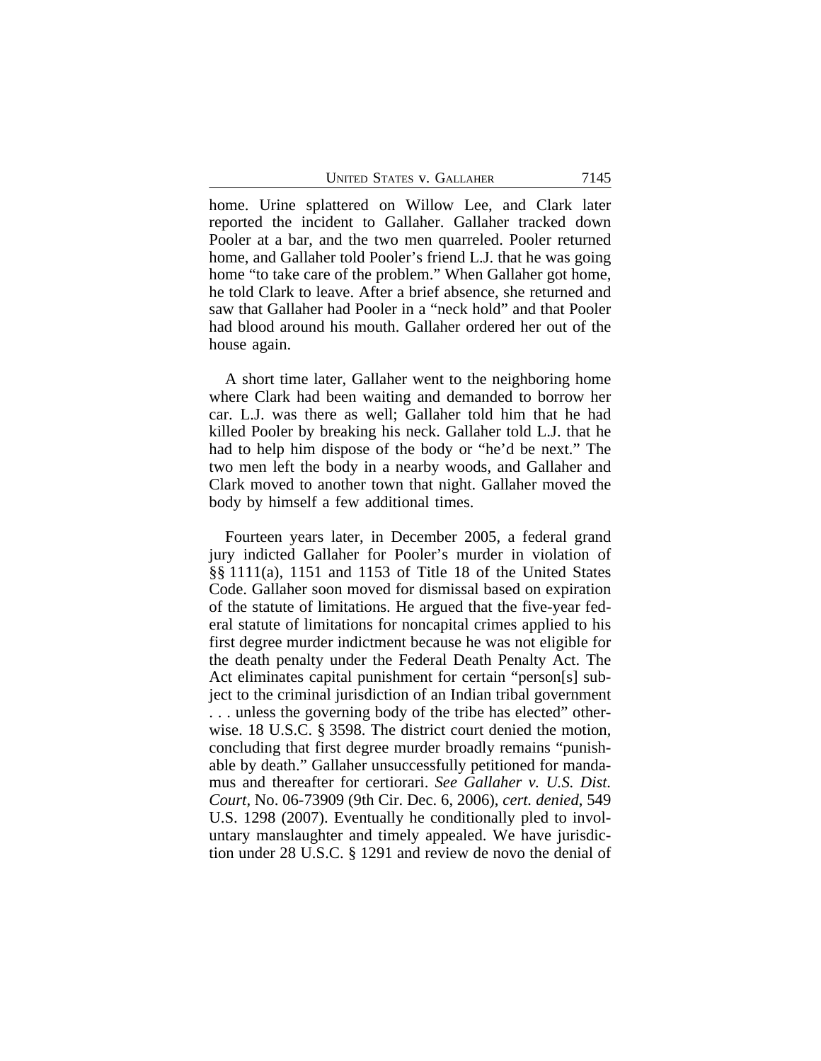home. Urine splattered on Willow Lee, and Clark later reported the incident to Gallaher. Gallaher tracked down Pooler at a bar, and the two men quarreled. Pooler returned home, and Gallaher told Pooler's friend L.J. that he was going home "to take care of the problem." When Gallaher got home, he told Clark to leave. After a brief absence, she returned and saw that Gallaher had Pooler in a "neck hold" and that Pooler had blood around his mouth. Gallaher ordered her out of the house again.

A short time later, Gallaher went to the neighboring home where Clark had been waiting and demanded to borrow her car. L.J. was there as well; Gallaher told him that he had killed Pooler by breaking his neck. Gallaher told L.J. that he had to help him dispose of the body or "he'd be next." The two men left the body in a nearby woods, and Gallaher and Clark moved to another town that night. Gallaher moved the body by himself a few additional times.

Fourteen years later, in December 2005, a federal grand jury indicted Gallaher for Pooler's murder in violation of §§ 1111(a), 1151 and 1153 of Title 18 of the United States Code. Gallaher soon moved for dismissal based on expiration of the statute of limitations. He argued that the five-year federal statute of limitations for noncapital crimes applied to his first degree murder indictment because he was not eligible for the death penalty under the Federal Death Penalty Act. The Act eliminates capital punishment for certain "person[s] subject to the criminal jurisdiction of an Indian tribal government . . . unless the governing body of the tribe has elected" otherwise. 18 U.S.C. § 3598. The district court denied the motion, concluding that first degree murder broadly remains "punishable by death." Gallaher unsuccessfully petitioned for mandamus and thereafter for certiorari. *See Gallaher v. U.S. Dist. Court*, No. 06-73909 (9th Cir. Dec. 6, 2006), *cert. denied*, 549 U.S. 1298 (2007). Eventually he conditionally pled to involuntary manslaughter and timely appealed. We have jurisdiction under 28 U.S.C. § 1291 and review de novo the denial of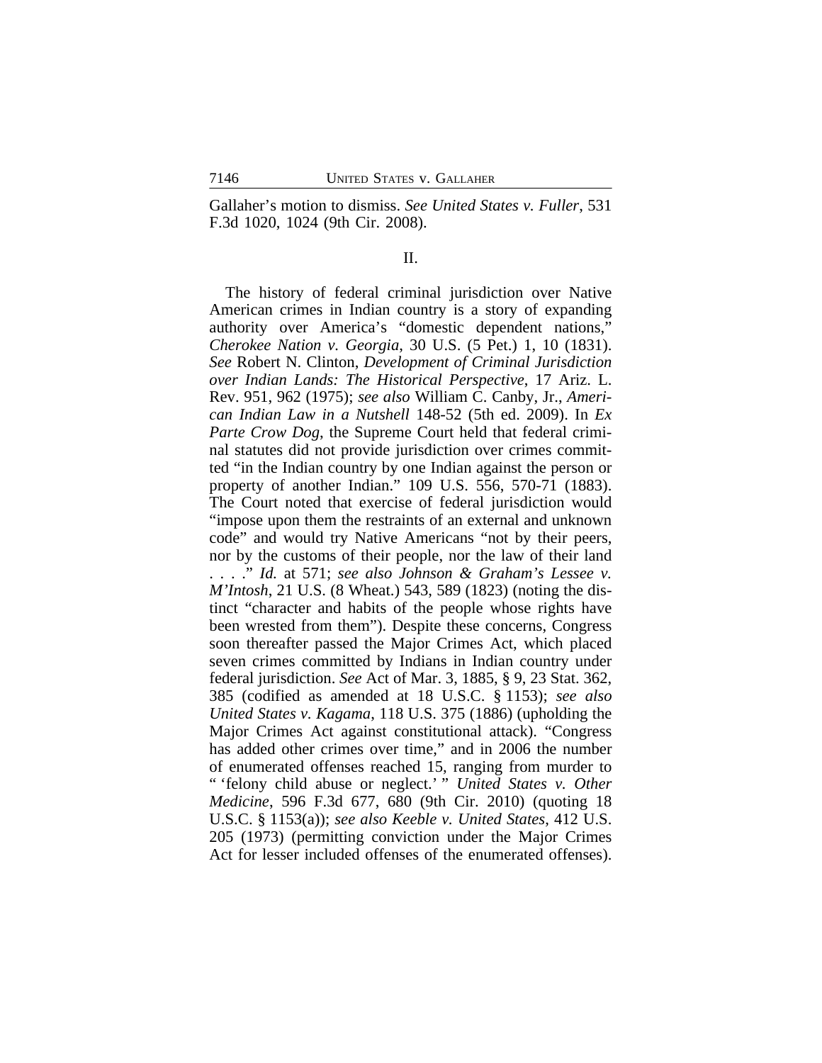Gallaher's motion to dismiss. *See United States v. Fuller*, 531 F.3d 1020, 1024 (9th Cir. 2008).

II.

The history of federal criminal jurisdiction over Native American crimes in Indian country is a story of expanding authority over America's "domestic dependent nations," *Cherokee Nation v. Georgia*, 30 U.S. (5 Pet.) 1, 10 (1831). *See* Robert N. Clinton, *Development of Criminal Jurisdiction over Indian Lands: The Historical Perspective*, 17 Ariz. L. Rev. 951, 962 (1975); *see also* William C. Canby, Jr., *American Indian Law in a Nutshell* 148-52 (5th ed. 2009). In *Ex Parte Crow Dog*, the Supreme Court held that federal criminal statutes did not provide jurisdiction over crimes committed "in the Indian country by one Indian against the person or property of another Indian." 109 U.S. 556, 570-71 (1883). The Court noted that exercise of federal jurisdiction would "impose upon them the restraints of an external and unknown code" and would try Native Americans "not by their peers, nor by the customs of their people, nor the law of their land . . . ." *Id.* at 571; *see also Johnson & Graham's Lessee v. M'Intosh*, 21 U.S. (8 Wheat.) 543, 589 (1823) (noting the distinct "character and habits of the people whose rights have been wrested from them"). Despite these concerns, Congress soon thereafter passed the Major Crimes Act, which placed seven crimes committed by Indians in Indian country under federal jurisdiction. *See* Act of Mar. 3, 1885, § 9, 23 Stat. 362, 385 (codified as amended at 18 U.S.C. § 1153); *see also United States v. Kagama*, 118 U.S. 375 (1886) (upholding the Major Crimes Act against constitutional attack). "Congress has added other crimes over time," and in 2006 the number of enumerated offenses reached 15, ranging from murder to " 'felony child abuse or neglect.' " *United States v. Other Medicine*, 596 F.3d 677, 680 (9th Cir. 2010) (quoting 18 U.S.C. § 1153(a)); *see also Keeble v. United States*, 412 U.S. 205 (1973) (permitting conviction under the Major Crimes Act for lesser included offenses of the enumerated offenses).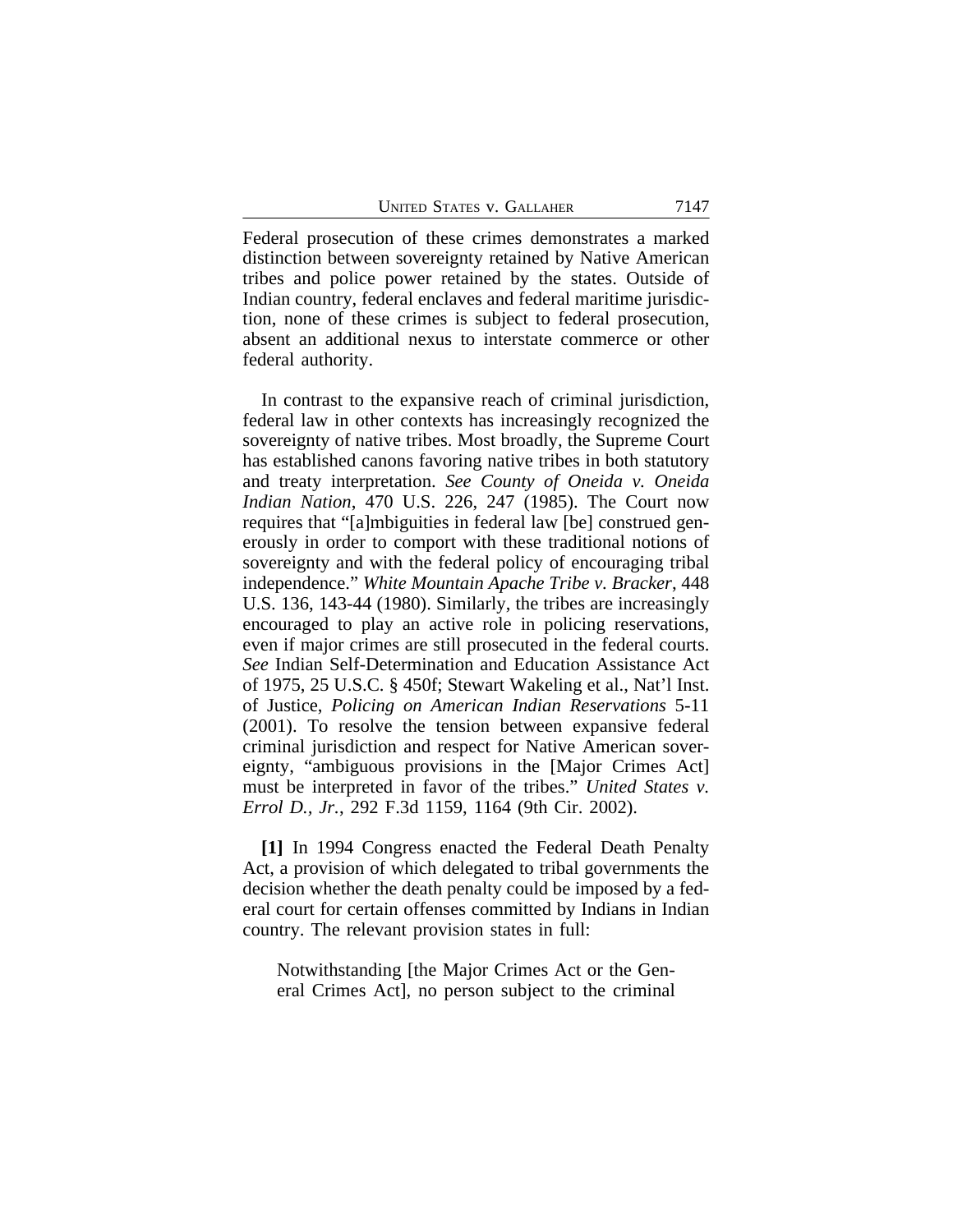Federal prosecution of these crimes demonstrates a marked distinction between sovereignty retained by Native American tribes and police power retained by the states. Outside of Indian country, federal enclaves and federal maritime jurisdiction, none of these crimes is subject to federal prosecution, absent an additional nexus to interstate commerce or other federal authority.

In contrast to the expansive reach of criminal jurisdiction, federal law in other contexts has increasingly recognized the sovereignty of native tribes. Most broadly, the Supreme Court has established canons favoring native tribes in both statutory and treaty interpretation. *See County of Oneida v. Oneida Indian Nation*, 470 U.S. 226, 247 (1985). The Court now requires that "[a]mbiguities in federal law [be] construed generously in order to comport with these traditional notions of sovereignty and with the federal policy of encouraging tribal independence." *White Mountain Apache Tribe v. Bracker*, 448 U.S. 136, 143-44 (1980). Similarly, the tribes are increasingly encouraged to play an active role in policing reservations, even if major crimes are still prosecuted in the federal courts. *See* Indian Self-Determination and Education Assistance Act of 1975, 25 U.S.C. § 450f; Stewart Wakeling et al., Nat'l Inst. of Justice, *Policing on American Indian Reservations* 5-11 (2001). To resolve the tension between expansive federal criminal jurisdiction and respect for Native American sovereignty, "ambiguous provisions in the [Major Crimes Act] must be interpreted in favor of the tribes." *United States v. Errol D., Jr.*, 292 F.3d 1159, 1164 (9th Cir. 2002).

**[1]** In 1994 Congress enacted the Federal Death Penalty Act, a provision of which delegated to tribal governments the decision whether the death penalty could be imposed by a federal court for certain offenses committed by Indians in Indian country. The relevant provision states in full:

> Notwithstanding [the Major Crimes Act or the General Crimes Act], no person subject to the criminal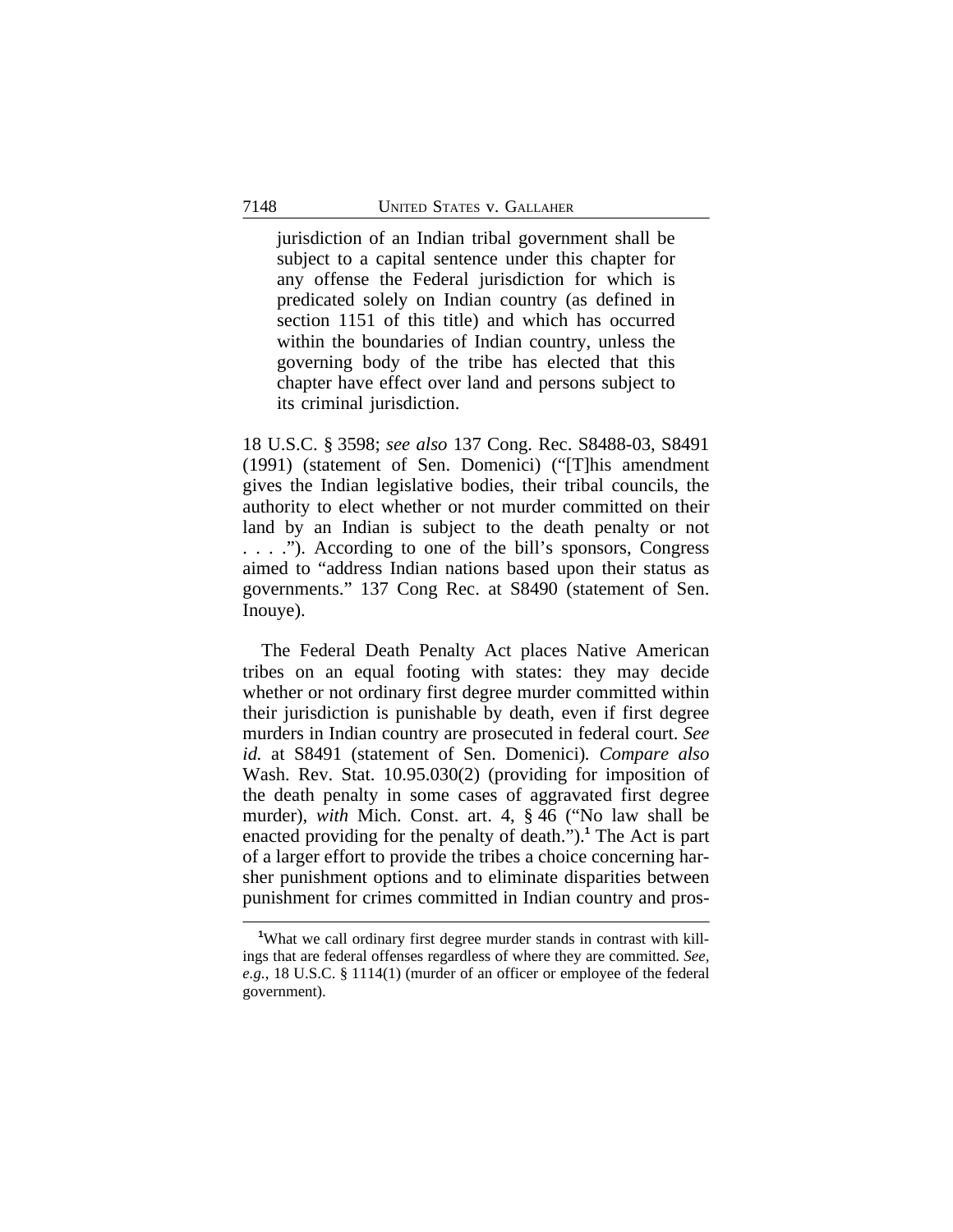> jurisdiction of an Indian tribal government shall be subject to a capital sentence under this chapter for any offense the Federal jurisdiction for which is predicated solely on Indian country (as defined in section 1151 of this title) and which has occurred within the boundaries of Indian country, unless the governing body of the tribe has elected that this chapter have effect over land and persons subject to its criminal jurisdiction.

18 U.S.C. § 3598; *see also* 137 Cong. Rec. S8488-03, S8491 (1991) (statement of Sen. Domenici) ("[T]his amendment gives the Indian legislative bodies, their tribal councils, the authority to elect whether or not murder committed on their land by an Indian is subject to the death penalty or not . . . ."). According to one of the bill's sponsors, Congress aimed to "address Indian nations based upon their status as governments." 137 Cong Rec. at S8490 (statement of Sen. Inouye).

The Federal Death Penalty Act places Native American tribes on an equal footing with states: they may decide whether or not ordinary first degree murder committed within their jurisdiction is punishable by death, even if first degree murders in Indian country are prosecuted in federal court. *See id.* at S8491 (statement of Sen. Domenici). *Compare also* Wash. Rev. Stat. 10.95.030(2) (providing for imposition of the death penalty in some cases of aggravated first degree murder), *with* Mich. Const. art. 4, § 46 ("No law shall be enacted providing for the penalty of death.").[1] The Act is part of a larger effort to provide the tribes a choice concerning harsher punishment options and to eliminate disparities between punishment for crimes committed in Indian country and pros-

[1]What we call ordinary first degree murder stands in contrast with killings that are federal offenses regardless of where they are committed. *See, e.g.*, 18 U.S.C. § 1114(1) (murder of an officer or employee of the federal government).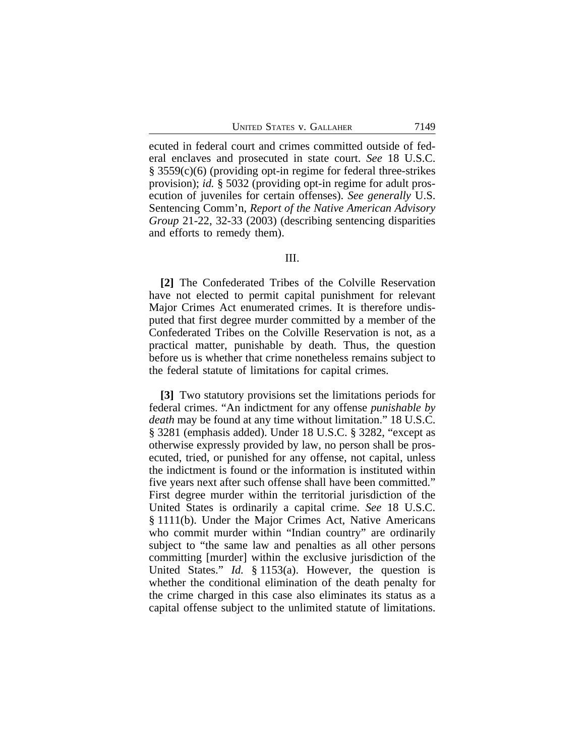ecuted in federal court and crimes committed outside of federal enclaves and prosecuted in state court. *See* 18 U.S.C. § 3559(c)(6) (providing opt-in regime for federal three-strikes provision); *id.* § 5032 (providing opt-in regime for adult prosecution of juveniles for certain offenses). *See generally* U.S. Sentencing Comm'n, *Report of the Native American Advisory Group* 21-22, 32-33 (2003) (describing sentencing disparities and efforts to remedy them).

III.

**[2]** The Confederated Tribes of the Colville Reservation have not elected to permit capital punishment for relevant Major Crimes Act enumerated crimes. It is therefore undisputed that first degree murder committed by a member of the Confederated Tribes on the Colville Reservation is not, as a practical matter, punishable by death. Thus, the question before us is whether that crime nonetheless remains subject to the federal statute of limitations for capital crimes.

**[3]** Two statutory provisions set the limitations periods for federal crimes. "An indictment for any offense *punishable by death* may be found at any time without limitation." 18 U.S.C. § 3281 (emphasis added). Under 18 U.S.C. § 3282, "except as otherwise expressly provided by law, no person shall be prosecuted, tried, or punished for any offense, not capital, unless the indictment is found or the information is instituted within five years next after such offense shall have been committed." First degree murder within the territorial jurisdiction of the United States is ordinarily a capital crime. *See* 18 U.S.C. § 1111(b). Under the Major Crimes Act, Native Americans who commit murder within "Indian country" are ordinarily subject to "the same law and penalties as all other persons committing [murder] within the exclusive jurisdiction of the United States." *Id.* § 1153(a). However, the question is whether the conditional elimination of the death penalty for the crime charged in this case also eliminates its status as a capital offense subject to the unlimited statute of limitations.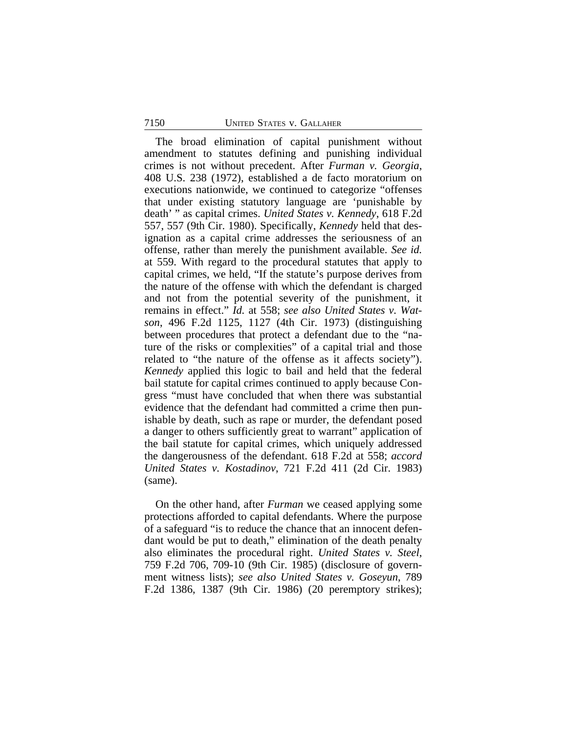The broad elimination of capital punishment without amendment to statutes defining and punishing individual crimes is not without precedent. After *Furman v. Georgia*, 408 U.S. 238 (1972), established a de facto moratorium on executions nationwide, we continued to categorize "offenses that under existing statutory language are 'punishable by death' " as capital crimes. *United States v. Kennedy*, 618 F.2d 557, 557 (9th Cir. 1980). Specifically, *Kennedy* held that designation as a capital crime addresses the seriousness of an offense, rather than merely the punishment available. *See id.* at 559. With regard to the procedural statutes that apply to capital crimes, we held, "If the statute's purpose derives from the nature of the offense with which the defendant is charged and not from the potential severity of the punishment, it remains in effect." *Id.* at 558; *see also United States v. Watson*, 496 F.2d 1125, 1127 (4th Cir. 1973) (distinguishing between procedures that protect a defendant due to the "nature of the risks or complexities" of a capital trial and those related to "the nature of the offense as it affects society"). *Kennedy* applied this logic to bail and held that the federal bail statute for capital crimes continued to apply because Congress "must have concluded that when there was substantial evidence that the defendant had committed a crime then punishable by death, such as rape or murder, the defendant posed a danger to others sufficiently great to warrant" application of the bail statute for capital crimes, which uniquely addressed the dangerousness of the defendant. 618 F.2d at 558; *accord United States v. Kostadinov*, 721 F.2d 411 (2d Cir. 1983) (same).

On the other hand, after *Furman* we ceased applying some protections afforded to capital defendants. Where the purpose of a safeguard "is to reduce the chance that an innocent defendant would be put to death," elimination of the death penalty also eliminates the procedural right. *United States v. Steel*, 759 F.2d 706, 709-10 (9th Cir. 1985) (disclosure of government witness lists); *see also United States v. Goseyun*, 789 F.2d 1386, 1387 (9th Cir. 1986) (20 peremptory strikes);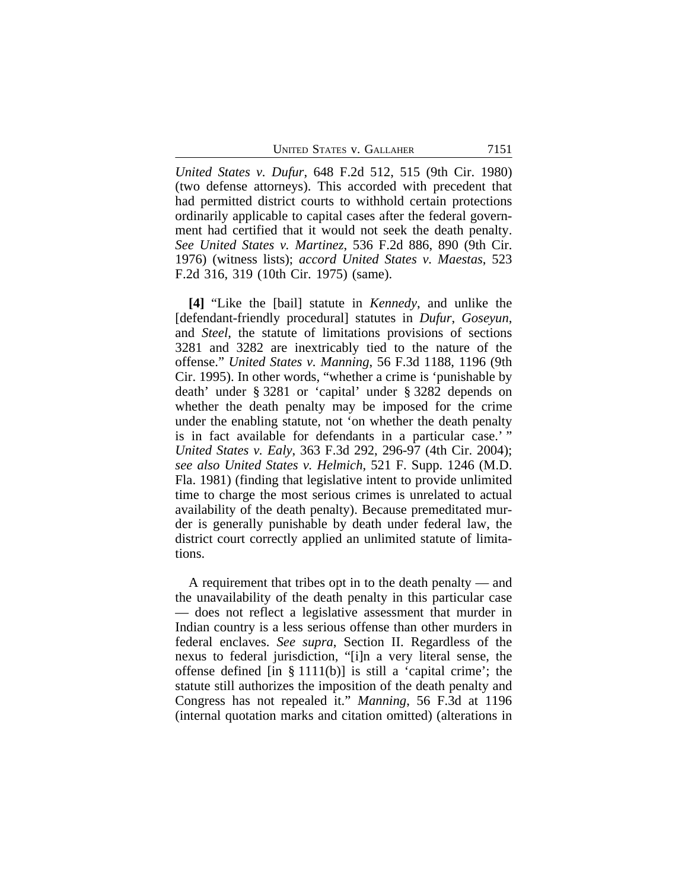*United States v. Dufur*, 648 F.2d 512, 515 (9th Cir. 1980) (two defense attorneys). This accorded with precedent that had permitted district courts to withhold certain protections ordinarily applicable to capital cases after the federal government had certified that it would not seek the death penalty. *See United States v. Martinez*, 536 F.2d 886, 890 (9th Cir. 1976) (witness lists); *accord United States v. Maestas*, 523 F.2d 316, 319 (10th Cir. 1975) (same).

**[4]** "Like the [bail] statute in *Kennedy*, and unlike the [defendant-friendly procedural] statutes in *Dufur*, *Goseyun*, and *Steel*, the statute of limitations provisions of sections 3281 and 3282 are inextricably tied to the nature of the offense." *United States v. Manning*, 56 F.3d 1188, 1196 (9th Cir. 1995). In other words, "whether a crime is 'punishable by death' under § 3281 or 'capital' under § 3282 depends on whether the death penalty may be imposed for the crime under the enabling statute, not 'on whether the death penalty is in fact available for defendants in a particular case.' " *United States v. Ealy*, 363 F.3d 292, 296-97 (4th Cir. 2004); *see also United States v. Helmich*, 521 F. Supp. 1246 (M.D. Fla. 1981) (finding that legislative intent to provide unlimited time to charge the most serious crimes is unrelated to actual availability of the death penalty). Because premeditated murder is generally punishable by death under federal law, the district court correctly applied an unlimited statute of limitations.

A requirement that tribes opt in to the death penalty — and the unavailability of the death penalty in this particular case — does not reflect a legislative assessment that murder in Indian country is a less serious offense than other murders in federal enclaves. *See supra*, Section II. Regardless of the nexus to federal jurisdiction, "[i]n a very literal sense, the offense defined [in § 1111(b)] is still a 'capital crime'; the statute still authorizes the imposition of the death penalty and Congress has not repealed it." *Manning*, 56 F.3d at 1196 (internal quotation marks and citation omitted) (alterations in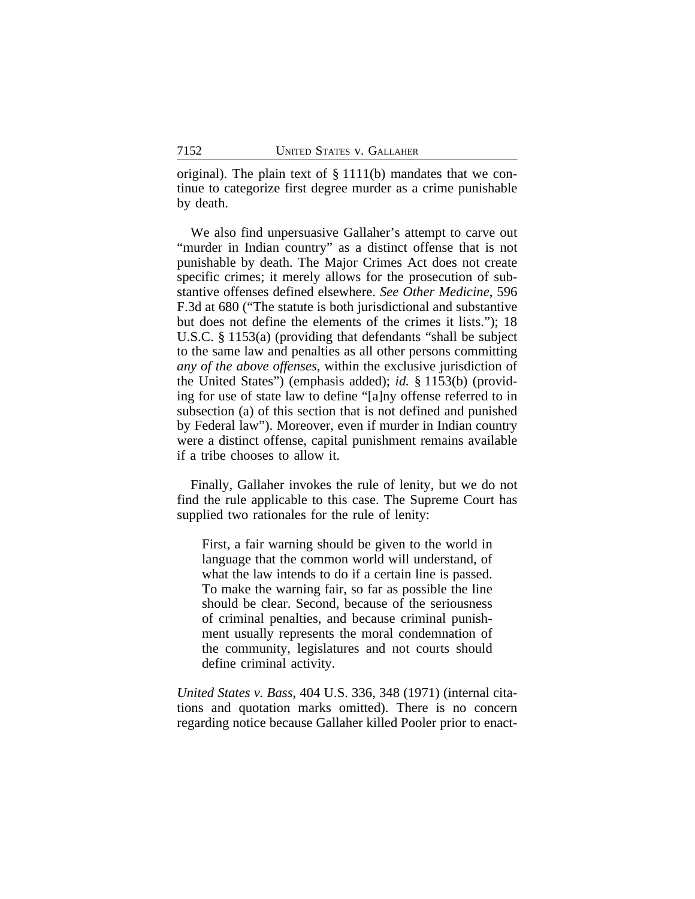original). The plain text of § 1111(b) mandates that we continue to categorize first degree murder as a crime punishable by death.

We also find unpersuasive Gallaher's attempt to carve out "murder in Indian country" as a distinct offense that is not punishable by death. The Major Crimes Act does not create specific crimes; it merely allows for the prosecution of substantive offenses defined elsewhere. *See Other Medicine*, 596 F.3d at 680 ("The statute is both jurisdictional and substantive but does not define the elements of the crimes it lists."); 18 U.S.C. § 1153(a) (providing that defendants "shall be subject to the same law and penalties as all other persons committing *any of the above offenses*, within the exclusive jurisdiction of the United States") (emphasis added); *id.* § 1153(b) (providing for use of state law to define "[a]ny offense referred to in subsection (a) of this section that is not defined and punished by Federal law"). Moreover, even if murder in Indian country were a distinct offense, capital punishment remains available if a tribe chooses to allow it.

Finally, Gallaher invokes the rule of lenity, but we do not find the rule applicable to this case. The Supreme Court has supplied two rationales for the rule of lenity:

> First, a fair warning should be given to the world in language that the common world will understand, of what the law intends to do if a certain line is passed. To make the warning fair, so far as possible the line should be clear. Second, because of the seriousness of criminal penalties, and because criminal punishment usually represents the moral condemnation of the community, legislatures and not courts should define criminal activity.

*United States v. Bass*, 404 U.S. 336, 348 (1971) (internal citations and quotation marks omitted). There is no concern regarding notice because Gallaher killed Pooler prior to enact-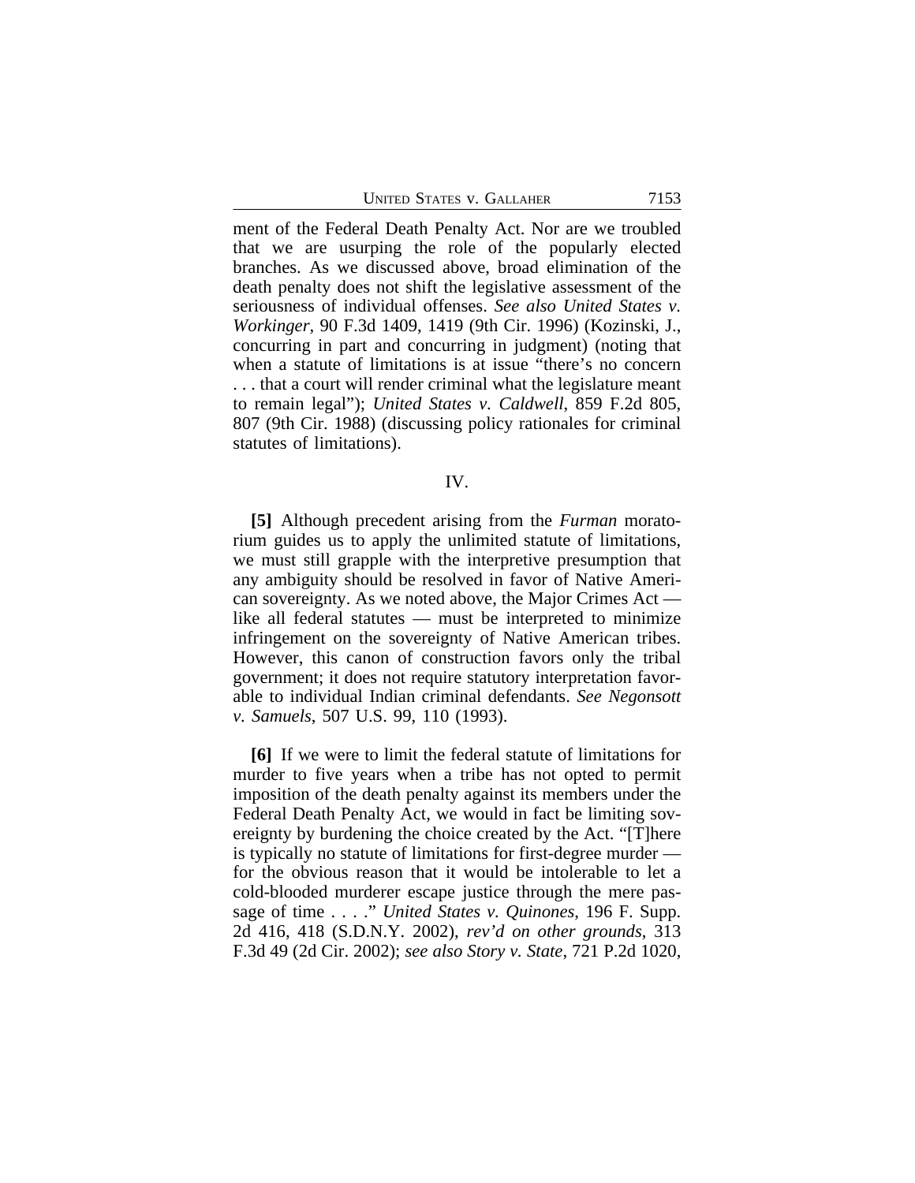ment of the Federal Death Penalty Act. Nor are we troubled that we are usurping the role of the popularly elected branches. As we discussed above, broad elimination of the death penalty does not shift the legislative assessment of the seriousness of individual offenses. *See also United States v. Workinger*, 90 F.3d 1409, 1419 (9th Cir. 1996) (Kozinski, J., concurring in part and concurring in judgment) (noting that when a statute of limitations is at issue "there's no concern . . . that a court will render criminal what the legislature meant to remain legal"); *United States v. Caldwell*, 859 F.2d 805, 807 (9th Cir. 1988) (discussing policy rationales for criminal statutes of limitations).

## IV.

**[5]** Although precedent arising from the *Furman* moratorium guides us to apply the unlimited statute of limitations, we must still grapple with the interpretive presumption that any ambiguity should be resolved in favor of Native American sovereignty. As we noted above, the Major Crimes Act — like all federal statutes — must be interpreted to minimize infringement on the sovereignty of Native American tribes. However, this canon of construction favors only the tribal government; it does not require statutory interpretation favorable to individual Indian criminal defendants. *See Negonsott v. Samuels*, 507 U.S. 99, 110 (1993).

**[6]** If we were to limit the federal statute of limitations for murder to five years when a tribe has not opted to permit imposition of the death penalty against its members under the Federal Death Penalty Act, we would in fact be limiting sovereignty by burdening the choice created by the Act. "[T]here is typically no statute of limitations for first-degree murder — for the obvious reason that it would be intolerable to let a cold-blooded murderer escape justice through the mere passage of time . . . ." *United States v. Quinones*, 196 F. Supp. 2d 416, 418 (S.D.N.Y. 2002), *rev'd on other grounds*, 313 F.3d 49 (2d Cir. 2002); *see also Story v. State*, 721 P.2d 1020,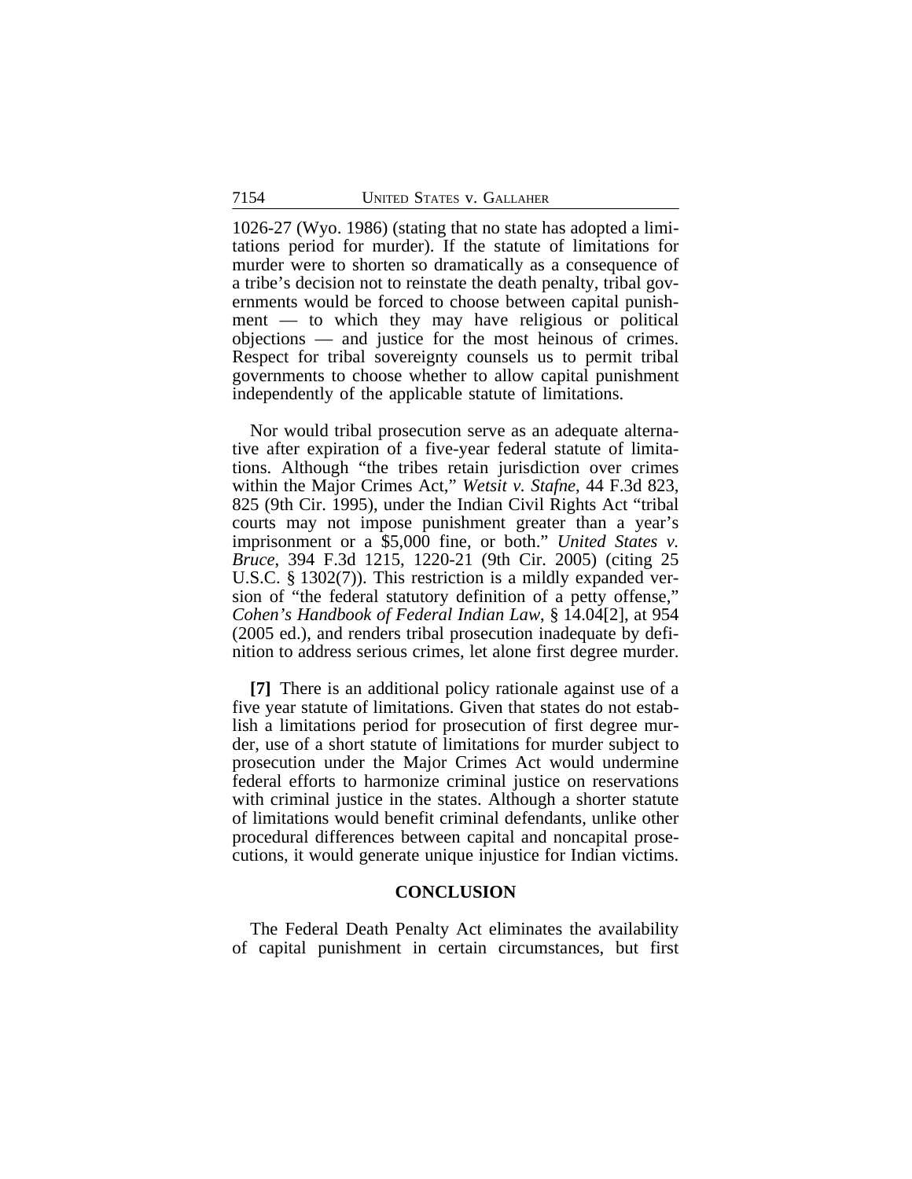1026-27 (Wyo. 1986) (stating that no state has adopted a limitations period for murder). If the statute of limitations for murder were to shorten so dramatically as a consequence of a tribe's decision not to reinstate the death penalty, tribal governments would be forced to choose between capital punishment — to which they may have religious or political objections — and justice for the most heinous of crimes. Respect for tribal sovereignty counsels us to permit tribal governments to choose whether to allow capital punishment independently of the applicable statute of limitations.

Nor would tribal prosecution serve as an adequate alternative after expiration of a five-year federal statute of limitations. Although "the tribes retain jurisdiction over crimes within the Major Crimes Act," *Wetsit v. Stafne*, 44 F.3d 823, 825 (9th Cir. 1995), under the Indian Civil Rights Act "tribal courts may not impose punishment greater than a year's imprisonment or a $5,000 fine, or both." *United States v. Bruce*, 394 F.3d 1215, 1220-21 (9th Cir. 2005) (citing 25 U.S.C. § 1302(7)). This restriction is a mildly expanded version of "the federal statutory definition of a petty offense," *Cohen's Handbook of Federal Indian Law*, § 14.04[2], at 954 (2005 ed.), and renders tribal prosecution inadequate by definition to address serious crimes, let alone first degree murder.

**[7]** There is an additional policy rationale against use of a five year statute of limitations. Given that states do not establish a limitations period for prosecution of first degree murder, use of a short statute of limitations for murder subject to prosecution under the Major Crimes Act would undermine federal efforts to harmonize criminal justice on reservations with criminal justice in the states. Although a shorter statute of limitations would benefit criminal defendants, unlike other procedural differences between capital and noncapital prosecutions, it would generate unique injustice for Indian victims.

## CONCLUSION

The Federal Death Penalty Act eliminates the availability of capital punishment in certain circumstances, but first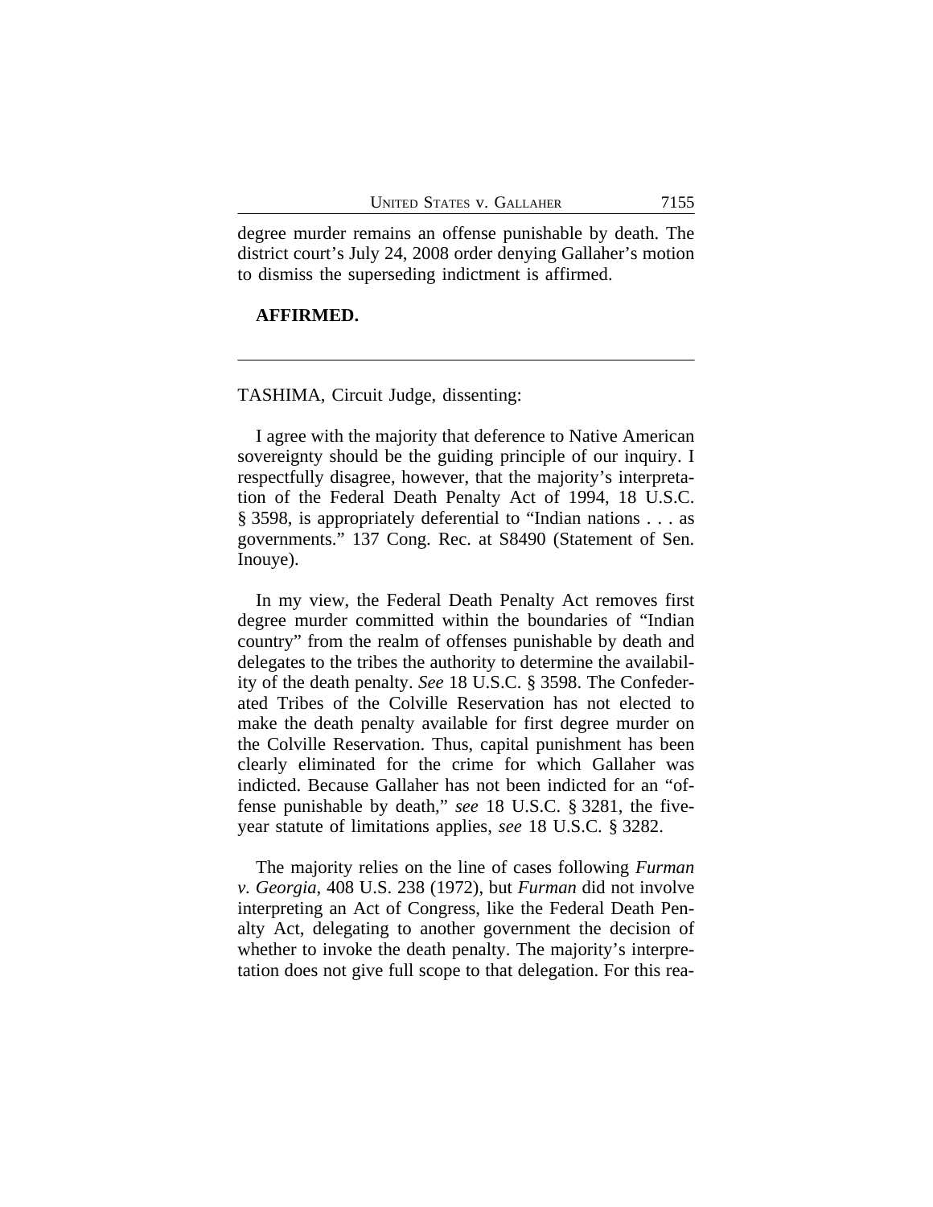degree murder remains an offense punishable by death. The district court's July 24, 2008 order denying Gallaher's motion to dismiss the superseding indictment is affirmed.

**AFFIRMED.**

---

TASHIMA, Circuit Judge, dissenting:

I agree with the majority that deference to Native American sovereignty should be the guiding principle of our inquiry. I respectfully disagree, however, that the majority's interpretation of the Federal Death Penalty Act of 1994, 18 U.S.C. § 3598, is appropriately deferential to "Indian nations . . . as governments." 137 Cong. Rec. at S8490 (Statement of Sen. Inouye).

In my view, the Federal Death Penalty Act removes first degree murder committed within the boundaries of "Indian country" from the realm of offenses punishable by death and delegates to the tribes the authority to determine the availability of the death penalty. *See* 18 U.S.C. § 3598. The Confederated Tribes of the Colville Reservation has not elected to make the death penalty available for first degree murder on the Colville Reservation. Thus, capital punishment has been clearly eliminated for the crime for which Gallaher was indicted. Because Gallaher has not been indicted for an "offense punishable by death," *see* 18 U.S.C. § 3281, the five-year statute of limitations applies, *see* 18 U.S.C. § 3282.

The majority relies on the line of cases following *Furman v. Georgia*, 408 U.S. 238 (1972), but *Furman* did not involve interpreting an Act of Congress, like the Federal Death Penalty Act, delegating to another government the decision of whether to invoke the death penalty. The majority's interpretation does not give full scope to that delegation. For this rea-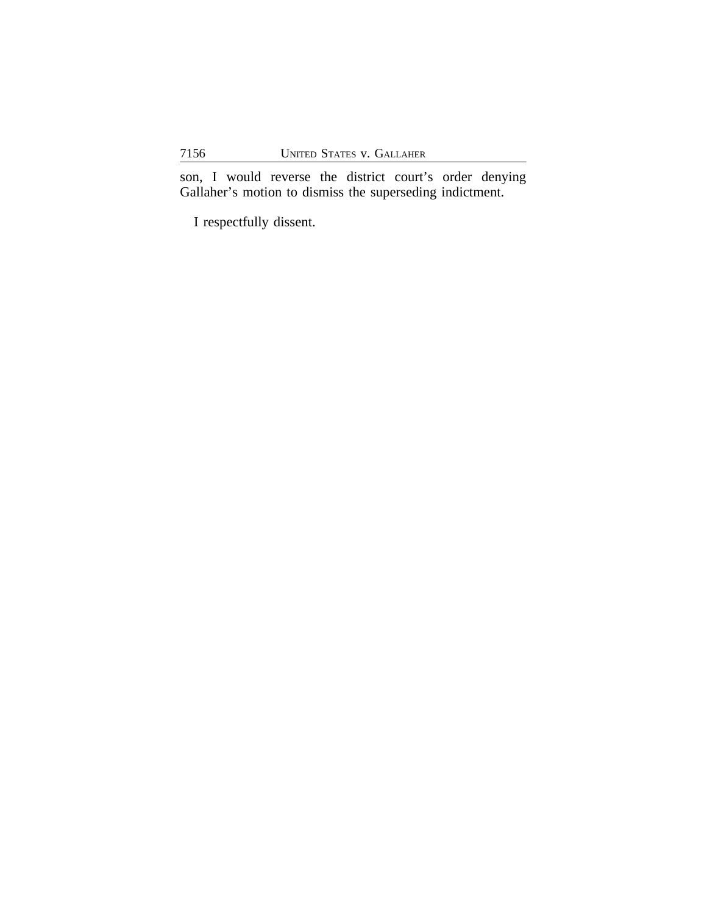son, I would reverse the district court's order denying Gallaher's motion to dismiss the superseding indictment.

I respectfully dissent.